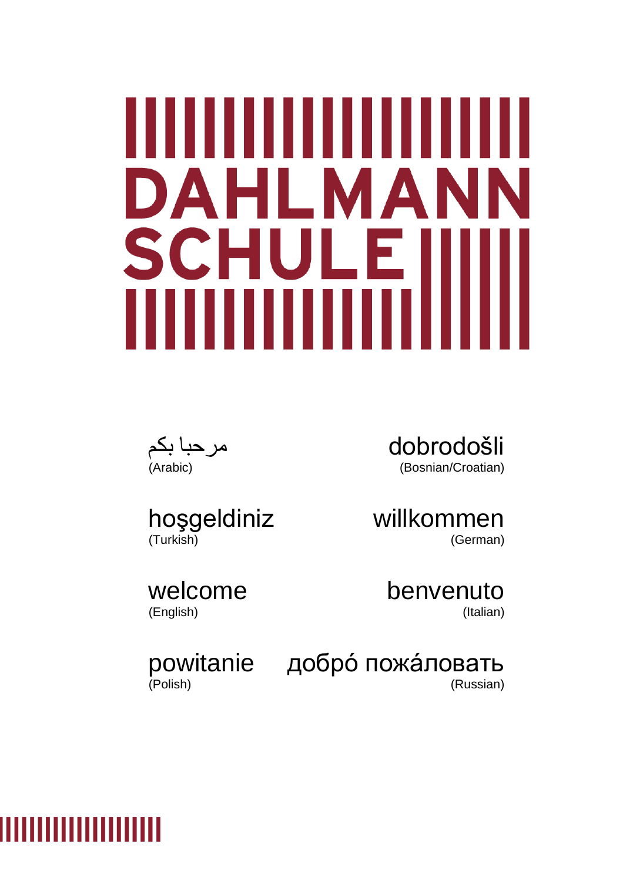# DAHLMANN SCHULE

مرحبا بكم
(Arabic)

dobrodošli
(Bosnian/Croatian)

hoşgeldiniz
(Turkish)

willkommen
(German)

welcome
(English)

benvenuto
(Italian)

powitanie
(Polish)

добро́ пожа́ловать
(Russian)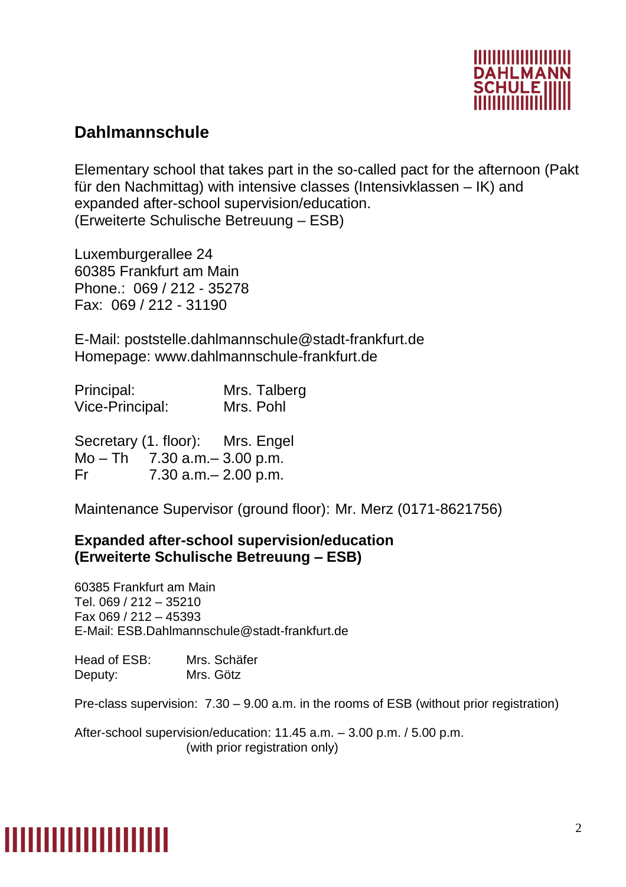## Dahlmannschule

Elementary school that takes part in the so-called pact for the afternoon (Pakt für den Nachmittag) with intensive classes (Intensivklassen – IK) and expanded after-school supervision/education.
(Erweiterte Schulische Betreuung – ESB)

Luxemburgerallee 24
60385 Frankfurt am Main
Phone.: 069 / 212 - 35278
Fax: 069 / 212 - 31190

E-Mail: poststelle.dahlmannschule@stadt-frankfurt.de
Homepage: www.dahlmannschule-frankfurt.de

Principal: Mrs. Talberg
Vice-Principal: Mrs. Pohl

Secretary (1. floor): Mrs. Engel
Mo – Th 7.30 a.m.– 3.00 p.m.
Fr 7.30 a.m.– 2.00 p.m.

Maintenance Supervisor (ground floor): Mr. Merz (0171-8621756)

### Expanded after-school supervision/education (Erweiterte Schulische Betreuung – ESB)

60385 Frankfurt am Main
Tel. 069 / 212 – 35210
Fax 069 / 212 – 45393
E-Mail: ESB.Dahlmannschule@stadt-frankfurt.de

Head of ESB: Mrs. Schäfer
Deputy: Mrs. Götz

Pre-class supervision: 7.30 – 9.00 a.m. in the rooms of ESB (without prior registration)

After-school supervision/education: 11.45 a.m. – 3.00 p.m. / 5.00 p.m.
(with prior registration only)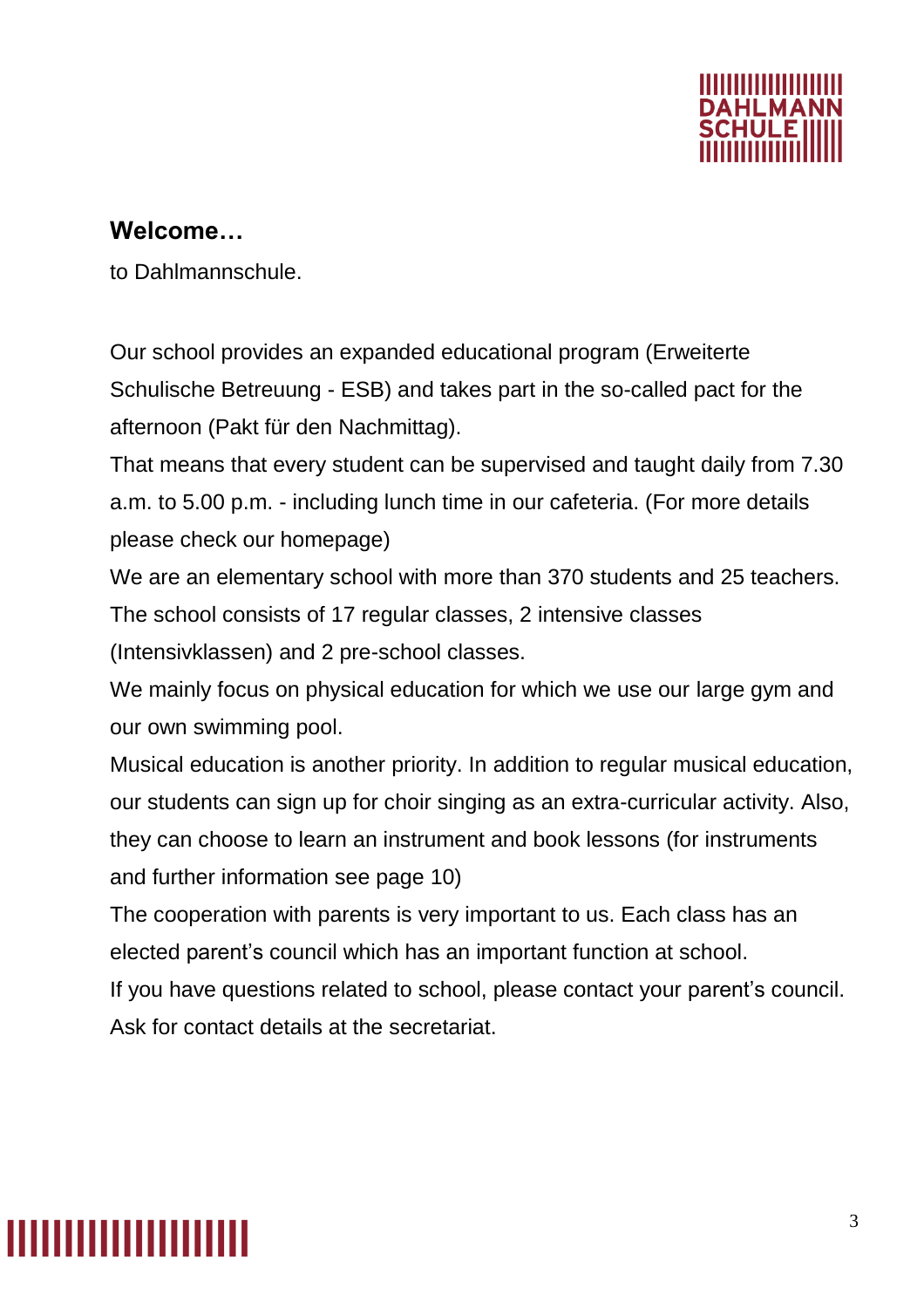## Welcome…

to Dahlmannschule.

Our school provides an expanded educational program (Erweiterte Schulische Betreuung - ESB) and takes part in the so-called pact for the afternoon (Pakt für den Nachmittag).

That means that every student can be supervised and taught daily from 7.30 a.m. to 5.00 p.m. - including lunch time in our cafeteria. (For more details please check our homepage)

We are an elementary school with more than 370 students and 25 teachers. The school consists of 17 regular classes, 2 intensive classes (Intensivklassen) and 2 pre-school classes.

We mainly focus on physical education for which we use our large gym and our own swimming pool.

Musical education is another priority. In addition to regular musical education, our students can sign up for choir singing as an extra-curricular activity. Also, they can choose to learn an instrument and book lessons (for instruments and further information see page 10)

The cooperation with parents is very important to us. Each class has an elected parent's council which has an important function at school.

If you have questions related to school, please contact your parent's council. Ask for contact details at the secretariat.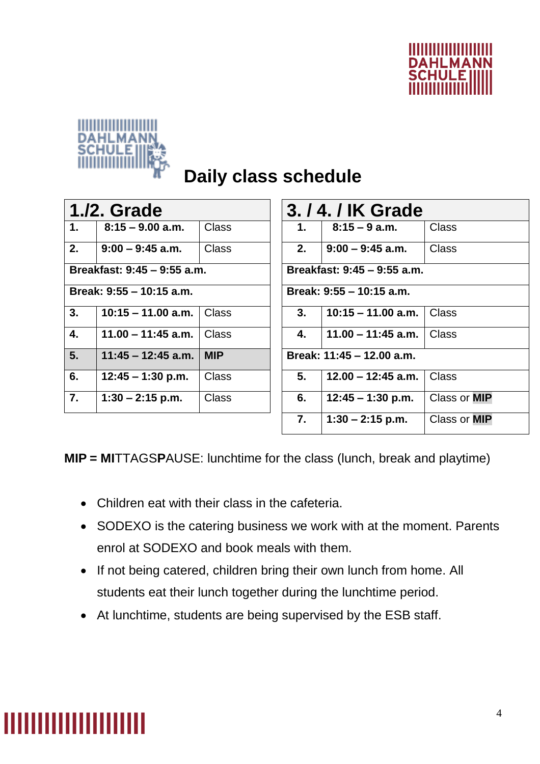# Daily class schedule

| 1./2. Grade | | |
|---|---|---|
| **1.** | **8:15 – 9.00 a.m.** | Class |
| **2.** | **9:00 – 9:45 a.m.** | Class |
| **Breakfast: 9:45 – 9:55 a.m.** | | |
| **Break: 9:55 – 10:15 a.m.** | | |
| **3.** | **10:15 – 11.00 a.m.** | Class |
| **4.** | **11.00 – 11:45 a.m.** | Class |
| **5.** | **11:45 – 12:45 a.m.** | **MIP** |
| **6.** | **12:45 – 1:30 p.m.** | Class |
| **7.** | **1:30 – 2:15 p.m.** | Class |

| 3. / 4. / IK Grade | | |
|---|---|---|
| **1.** | **8:15 – 9 a.m.** | Class |
| **2.** | **9:00 – 9:45 a.m.** | Class |
| **Breakfast: 9:45 – 9:55 a.m.** | | |
| **Break: 9:55 – 10:15 a.m.** | | |
| **3.** | **10:15 – 11.00 a.m.** | Class |
| **4.** | **11.00 – 11:45 a.m.** | Class |
| **Break: 11:45 – 12.00 a.m.** | | |
| **5.** | **12.00 – 12:45 a.m.** | Class |
| **6.** | **12:45 – 1:30 p.m.** | Class or **MIP** |
| **7.** | **1:30 – 2:15 p.m.** | Class or **MIP** |

**MIP = MI**TTAGS**P**AUSE: lunchtime for the class (lunch, break and playtime)

- Children eat with their class in the cafeteria.
- SODEXO is the catering business we work with at the moment. Parents enrol at SODEXO and book meals with them.
- If not being catered, children bring their own lunch from home. All students eat their lunch together during the lunchtime period.
- At lunchtime, students are being supervised by the ESB staff.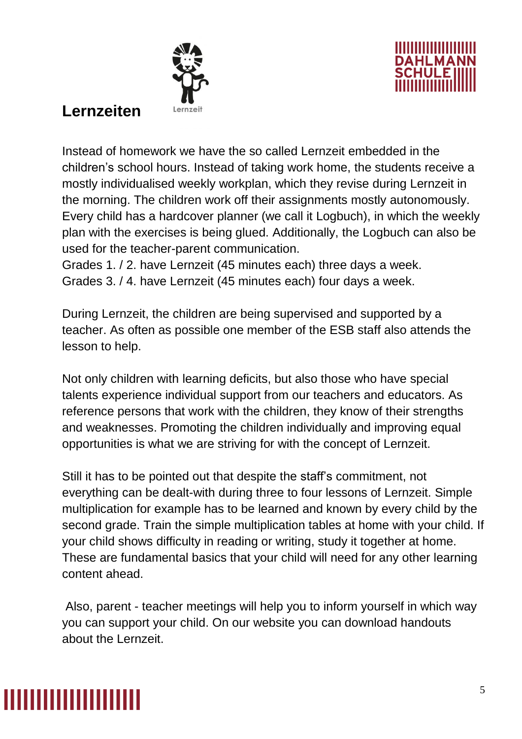## Lernzeiten

Instead of homework we have the so called Lernzeit embedded in the children's school hours. Instead of taking work home, the students receive a mostly individualised weekly workplan, which they revise during Lernzeit in the morning. The children work off their assignments mostly autonomously. Every child has a hardcover planner (we call it Logbuch), in which the weekly plan with the exercises is being glued. Additionally, the Logbuch can also be used for the teacher-parent communication.
Grades 1. / 2. have Lernzeit (45 minutes each) three days a week.
Grades 3. / 4. have Lernzeit (45 minutes each) four days a week.

During Lernzeit, the children are being supervised and supported by a teacher. As often as possible one member of the ESB staff also attends the lesson to help.

Not only children with learning deficits, but also those who have special talents experience individual support from our teachers and educators. As reference persons that work with the children, they know of their strengths and weaknesses. Promoting the children individually and improving equal opportunities is what we are striving for with the concept of Lernzeit.

Still it has to be pointed out that despite the staff's commitment, not everything can be dealt-with during three to four lessons of Lernzeit. Simple multiplication for example has to be learned and known by every child by the second grade. Train the simple multiplication tables at home with your child. If your child shows difficulty in reading or writing, study it together at home. These are fundamental basics that your child will need for any other learning content ahead.

Also, parent - teacher meetings will help you to inform yourself in which way you can support your child. On our website you can download handouts about the Lernzeit.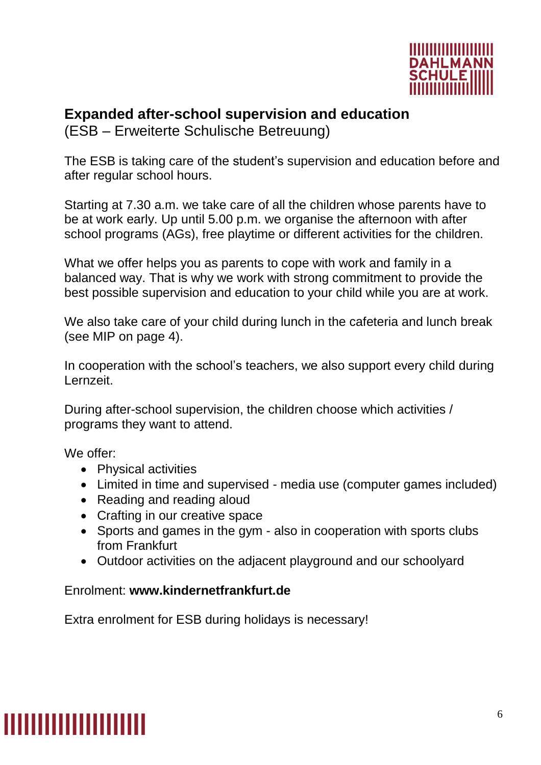## Expanded after-school supervision and education

(ESB – Erweiterte Schulische Betreuung)

The ESB is taking care of the student's supervision and education before and after regular school hours.

Starting at 7.30 a.m. we take care of all the children whose parents have to be at work early. Up until 5.00 p.m. we organise the afternoon with after school programs (AGs), free playtime or different activities for the children.

What we offer helps you as parents to cope with work and family in a balanced way. That is why we work with strong commitment to provide the best possible supervision and education to your child while you are at work.

We also take care of your child during lunch in the cafeteria and lunch break (see MIP on page 4).

In cooperation with the school's teachers, we also support every child during Lernzeit.

During after-school supervision, the children choose which activities / programs they want to attend.

We offer:

- Physical activities
- Limited in time and supervised - media use (computer games included)
- Reading and reading aloud
- Crafting in our creative space
- Sports and games in the gym - also in cooperation with sports clubs from Frankfurt
- Outdoor activities on the adjacent playground and our schoolyard

Enrolment: **www.kindernetfrankfurt.de**

Extra enrolment for ESB during holidays is necessary!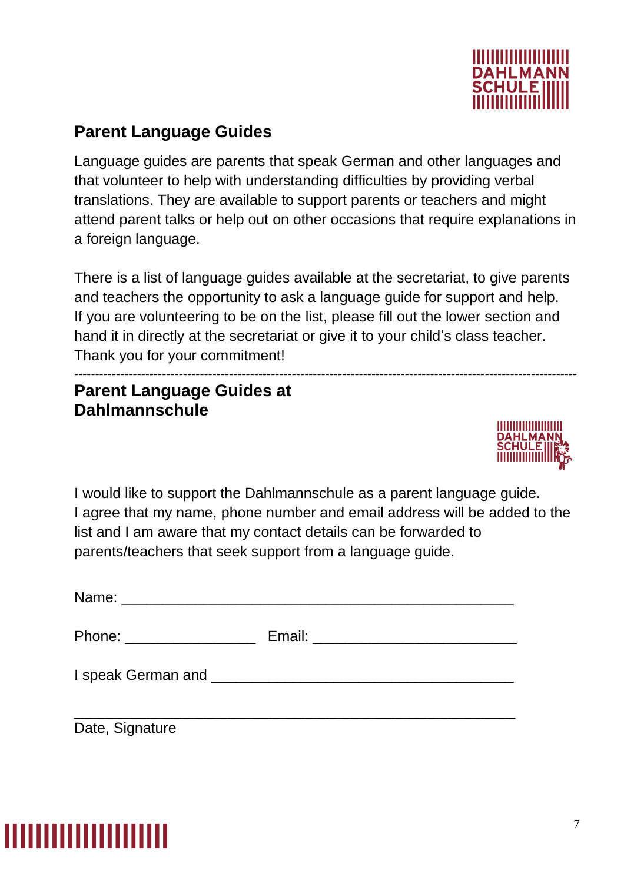## Parent Language Guides

Language guides are parents that speak German and other languages and that volunteer to help with understanding difficulties by providing verbal translations. They are available to support parents or teachers and might attend parent talks or help out on other occasions that require explanations in a foreign language.

There is a list of language guides available at the secretariat, to give parents and teachers the opportunity to ask a language guide for support and help. If you are volunteering to be on the list, please fill out the lower section and hand it in directly at the secretariat or give it to your child's class teacher. Thank you for your commitment!

---

## Parent Language Guides at Dahlmannschule

I would like to support the Dahlmannschule as a parent language guide. I agree that my name, phone number and email address will be added to the list and I am aware that my contact details can be forwarded to parents/teachers that seek support from a language guide.

Name: ___________________________________________

Phone: _______________ Email: ______________________

I speak German and _________________________________

___________________________________________

Date, Signature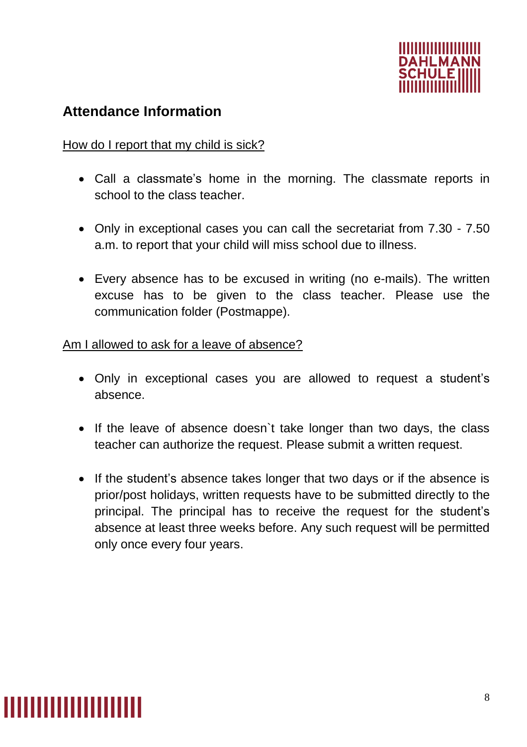## Attendance Information

How do I report that my child is sick?

- Call a classmate's home in the morning. The classmate reports in school to the class teacher.
- Only in exceptional cases you can call the secretariat from 7.30 - 7.50 a.m. to report that your child will miss school due to illness.
- Every absence has to be excused in writing (no e-mails). The written excuse has to be given to the class teacher. Please use the communication folder (Postmappe).

Am I allowed to ask for a leave of absence?

- Only in exceptional cases you are allowed to request a student's absence.
- If the leave of absence doesn`t take longer than two days, the class teacher can authorize the request. Please submit a written request.
- If the student's absence takes longer that two days or if the absence is prior/post holidays, written requests have to be submitted directly to the principal. The principal has to receive the request for the student's absence at least three weeks before. Any such request will be permitted only once every four years.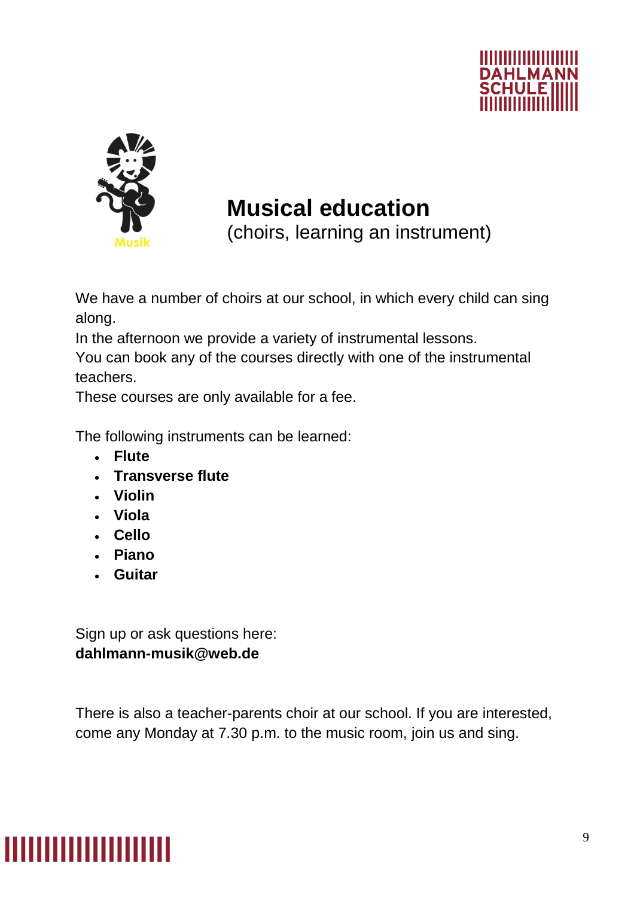# Musical education

(choirs, learning an instrument)

We have a number of choirs at our school, in which every child can sing along.
In the afternoon we provide a variety of instrumental lessons.
You can book any of the courses directly with one of the instrumental teachers.
These courses are only available for a fee.

The following instruments can be learned:

- **Flute**
- **Transverse flute**
- **Violin**
- **Viola**
- **Cello**
- **Piano**
- **Guitar**

Sign up or ask questions here:
**dahlmann-musik@web.de**

There is also a teacher-parents choir at our school. If you are interested, come any Monday at 7.30 p.m. to the music room, join us and sing.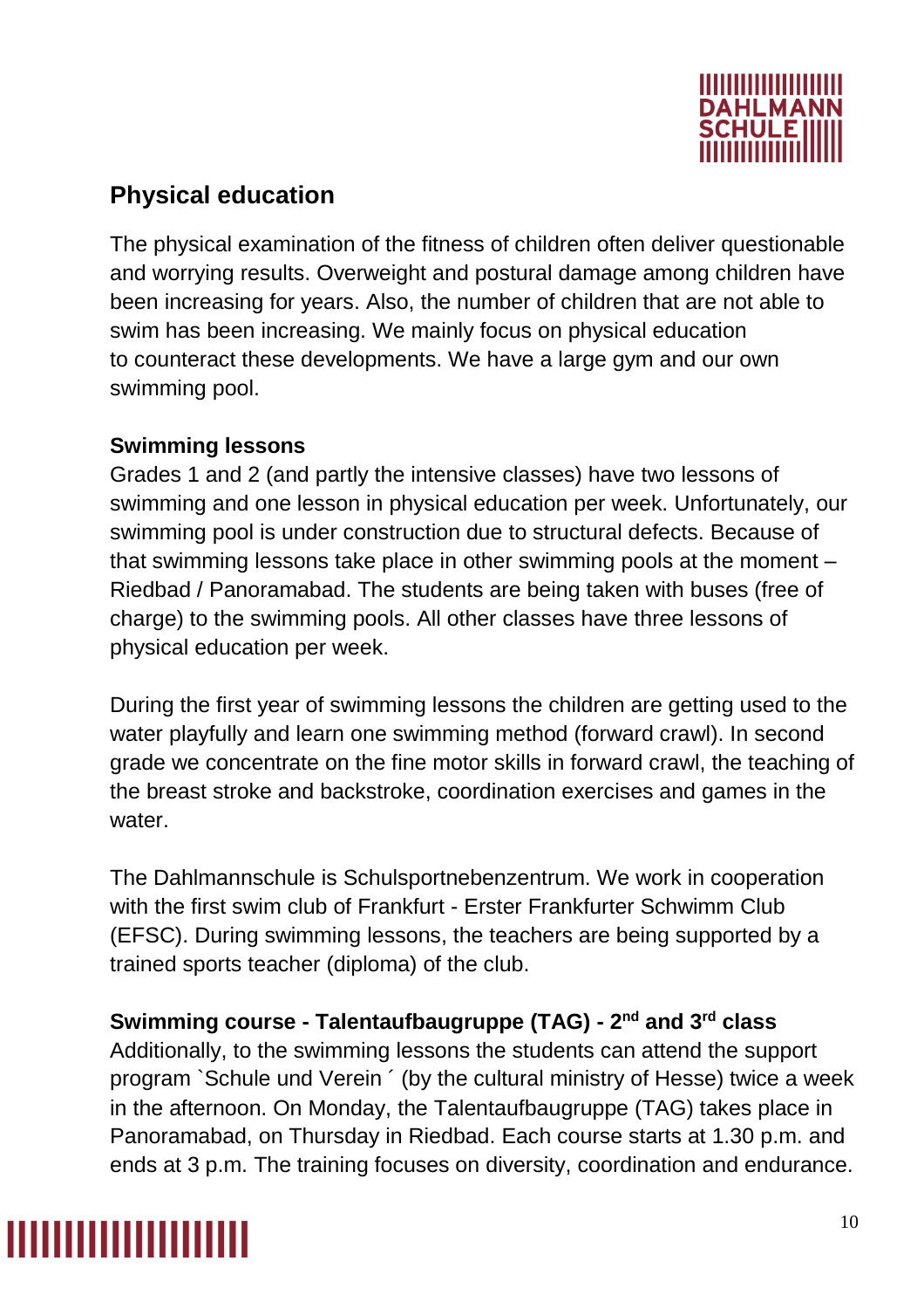## Physical education

The physical examination of the fitness of children often deliver questionable and worrying results. Overweight and postural damage among children have been increasing for years. Also, the number of children that are not able to swim has been increasing. We mainly focus on physical education to counteract these developments. We have a large gym and our own swimming pool.

**Swimming lessons**

Grades 1 and 2 (and partly the intensive classes) have two lessons of swimming and one lesson in physical education per week. Unfortunately, our swimming pool is under construction due to structural defects. Because of that swimming lessons take place in other swimming pools at the moment – Riedbad / Panoramabad. The students are being taken with buses (free of charge) to the swimming pools. All other classes have three lessons of physical education per week.

During the first year of swimming lessons the children are getting used to the water playfully and learn one swimming method (forward crawl). In second grade we concentrate on the fine motor skills in forward crawl, the teaching of the breast stroke and backstroke, coordination exercises and games in the water.

The Dahlmannschule is Schulsportnebenzentrum. We work in cooperation with the first swim club of Frankfurt - Erster Frankfurter Schwimm Club (EFSC). During swimming lessons, the teachers are being supported by a trained sports teacher (diploma) of the club.

**Swimming course - Talentaufbaugruppe (TAG) - 2nd and 3rd class**

Additionally, to the swimming lessons the students can attend the support program `Schule und Verein´ (by the cultural ministry of Hesse) twice a week in the afternoon. On Monday, the Talentaufbaugruppe (TAG) takes place in Panoramabad, on Thursday in Riedbad. Each course starts at 1.30 p.m. and ends at 3 p.m. The training focuses on diversity, coordination and endurance.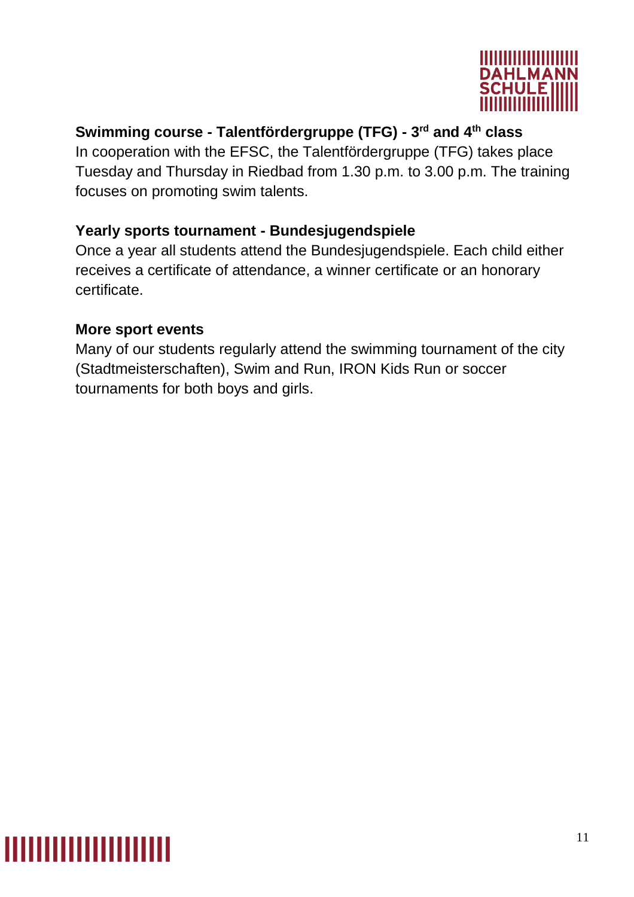**Swimming course - Talentfördergruppe (TFG) - 3rd and 4th class**

In cooperation with the EFSC, the Talentfördergruppe (TFG) takes place Tuesday and Thursday in Riedbad from 1.30 p.m. to 3.00 p.m. The training focuses on promoting swim talents.

**Yearly sports tournament - Bundesjugendspiele**

Once a year all students attend the Bundesjugendspiele. Each child either receives a certificate of attendance, a winner certificate or an honorary certificate.

**More sport events**

Many of our students regularly attend the swimming tournament of the city (Stadtmeisterschaften), Swim and Run, IRON Kids Run or soccer tournaments for both boys and girls.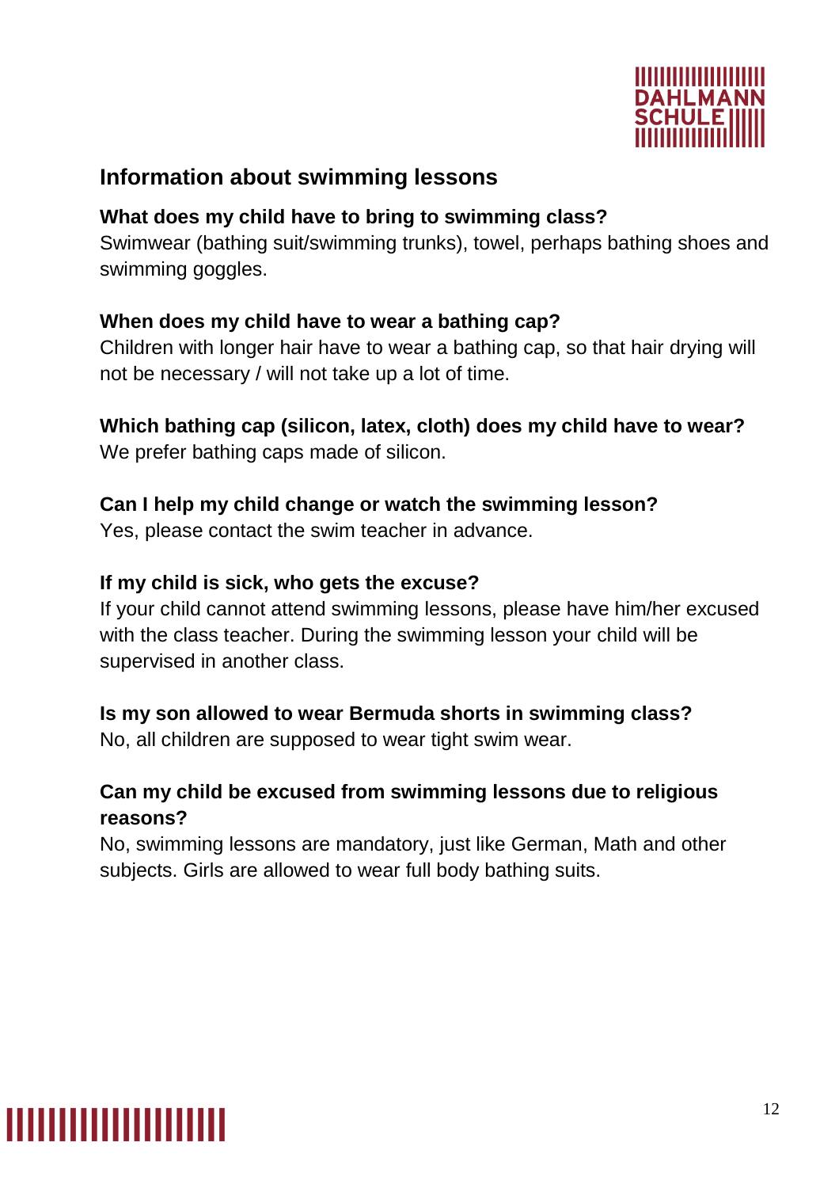## Information about swimming lessons

**What does my child have to bring to swimming class?**
Swimwear (bathing suit/swimming trunks), towel, perhaps bathing shoes and swimming goggles.

**When does my child have to wear a bathing cap?**
Children with longer hair have to wear a bathing cap, so that hair drying will not be necessary / will not take up a lot of time.

**Which bathing cap (silicon, latex, cloth) does my child have to wear?**
We prefer bathing caps made of silicon.

**Can I help my child change or watch the swimming lesson?**
Yes, please contact the swim teacher in advance.

**If my child is sick, who gets the excuse?**
If your child cannot attend swimming lessons, please have him/her excused with the class teacher. During the swimming lesson your child will be supervised in another class.

**Is my son allowed to wear Bermuda shorts in swimming class?**
No, all children are supposed to wear tight swim wear.

**Can my child be excused from swimming lessons due to religious reasons?**
No, swimming lessons are mandatory, just like German, Math and other subjects. Girls are allowed to wear full body bathing suits.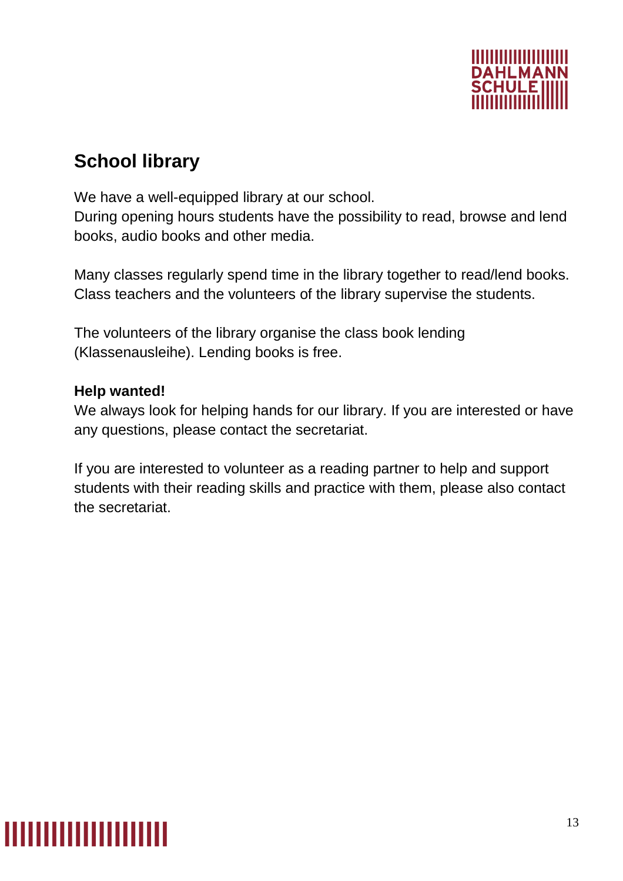## School library

We have a well-equipped library at our school.
During opening hours students have the possibility to read, browse and lend books, audio books and other media.

Many classes regularly spend time in the library together to read/lend books. Class teachers and the volunteers of the library supervise the students.

The volunteers of the library organise the class book lending (Klassenausleihe). Lending books is free.

**Help wanted!**
We always look for helping hands for our library. If you are interested or have any questions, please contact the secretariat.

If you are interested to volunteer as a reading partner to help and support students with their reading skills and practice with them, please also contact the secretariat.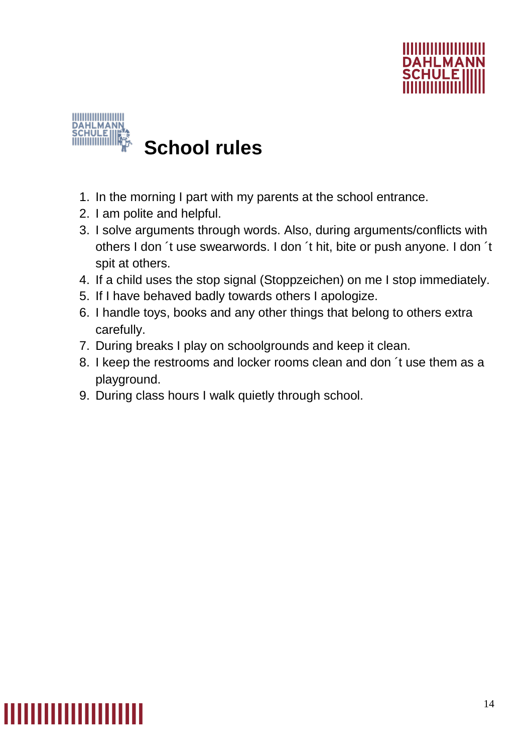# School rules

1. In the morning I part with my parents at the school entrance.
2. I am polite and helpful.
3. I solve arguments through words. Also, during arguments/conflicts with others I don ´t use swearwords. I don ´t hit, bite or push anyone. I don ´t spit at others.
4. If a child uses the stop signal (Stoppzeichen) on me I stop immediately.
5. If I have behaved badly towards others I apologize.
6. I handle toys, books and any other things that belong to others extra carefully.
7. During breaks I play on schoolgrounds and keep it clean.
8. I keep the restrooms and locker rooms clean and don ´t use them as a playground.
9. During class hours I walk quietly through school.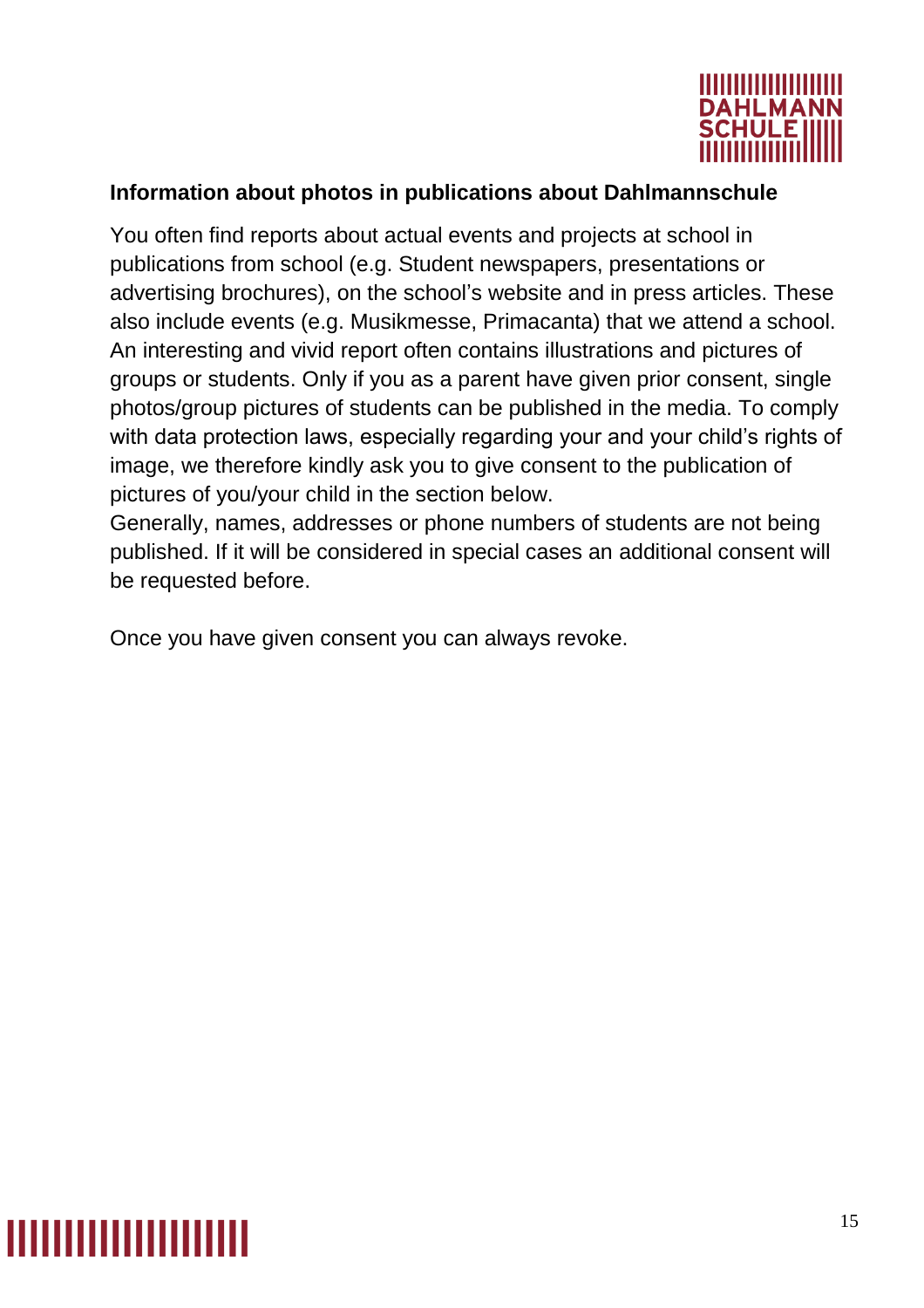**Information about photos in publications about Dahlmannschule**

You often find reports about actual events and projects at school in publications from school (e.g. Student newspapers, presentations or advertising brochures), on the school's website and in press articles. These also include events (e.g. Musikmesse, Primacanta) that we attend a school. An interesting and vivid report often contains illustrations and pictures of groups or students. Only if you as a parent have given prior consent, single photos/group pictures of students can be published in the media. To comply with data protection laws, especially regarding your and your child's rights of image, we therefore kindly ask you to give consent to the publication of pictures of you/your child in the section below.
Generally, names, addresses or phone numbers of students are not being published. If it will be considered in special cases an additional consent will be requested before.

Once you have given consent you can always revoke.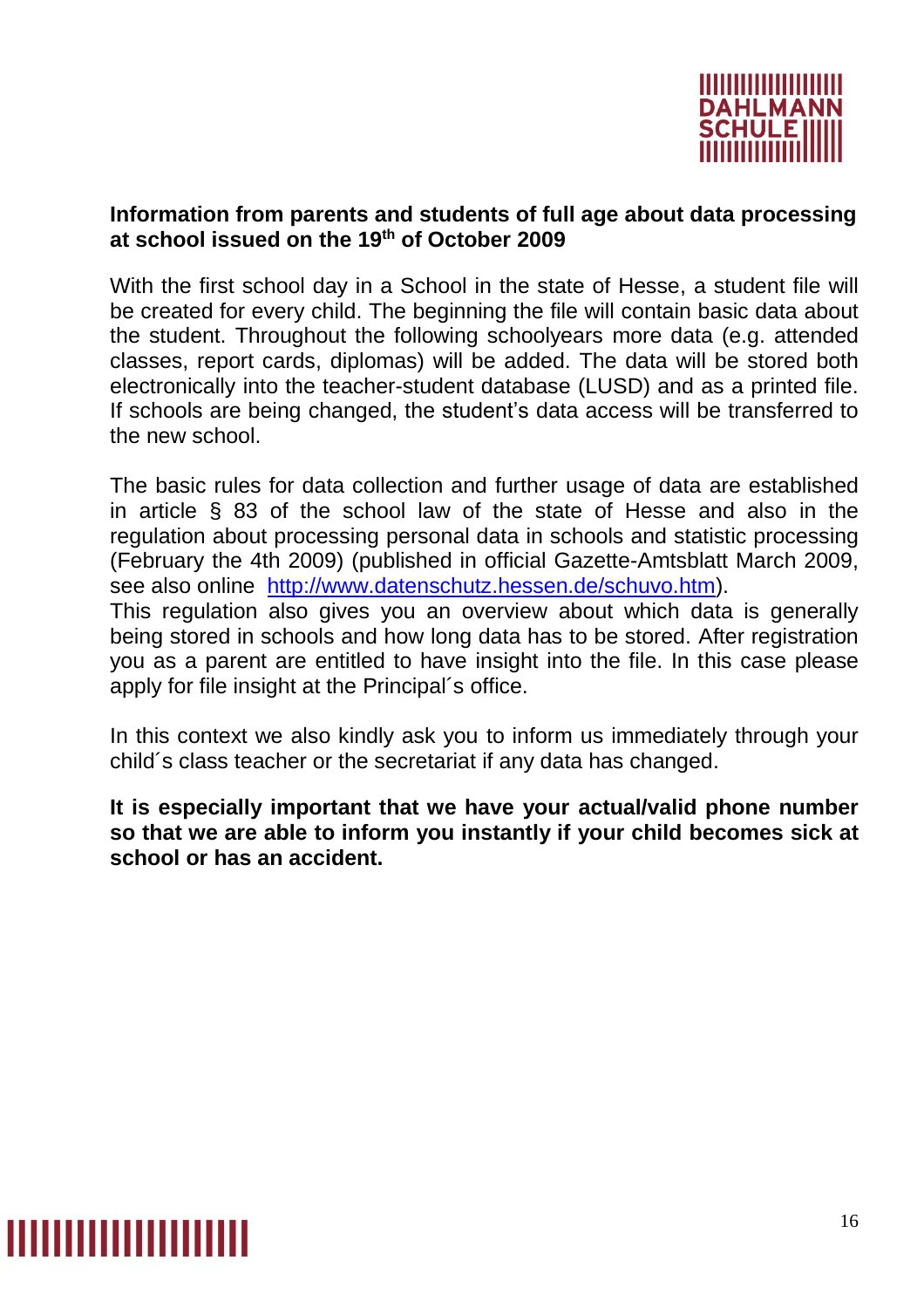**Information from parents and students of full age about data processing at school issued on the 19th of October 2009**

With the first school day in a School in the state of Hesse, a student file will be created for every child. The beginning the file will contain basic data about the student. Throughout the following schoolyears more data (e.g. attended classes, report cards, diplomas) will be added. The data will be stored both electronically into the teacher-student database (LUSD) and as a printed file. If schools are being changed, the student's data access will be transferred to the new school.

The basic rules for data collection and further usage of data are established in article § 83 of the school law of the state of Hesse and also in the regulation about processing personal data in schools and statistic processing (February the 4th 2009) (published in official Gazette-Amtsblatt March 2009, see also online [http://www.datenschutz.hessen.de/schuvo.htm](http://www.datenschutz.hessen.de/schuvo.htm)).
This regulation also gives you an overview about which data is generally being stored in schools and how long data has to be stored. After registration you as a parent are entitled to have insight into the file. In this case please apply for file insight at the Principal´s office.

In this context we also kindly ask you to inform us immediately through your child´s class teacher or the secretariat if any data has changed.

**It is especially important that we have your actual/valid phone number so that we are able to inform you instantly if your child becomes sick at school or has an accident.**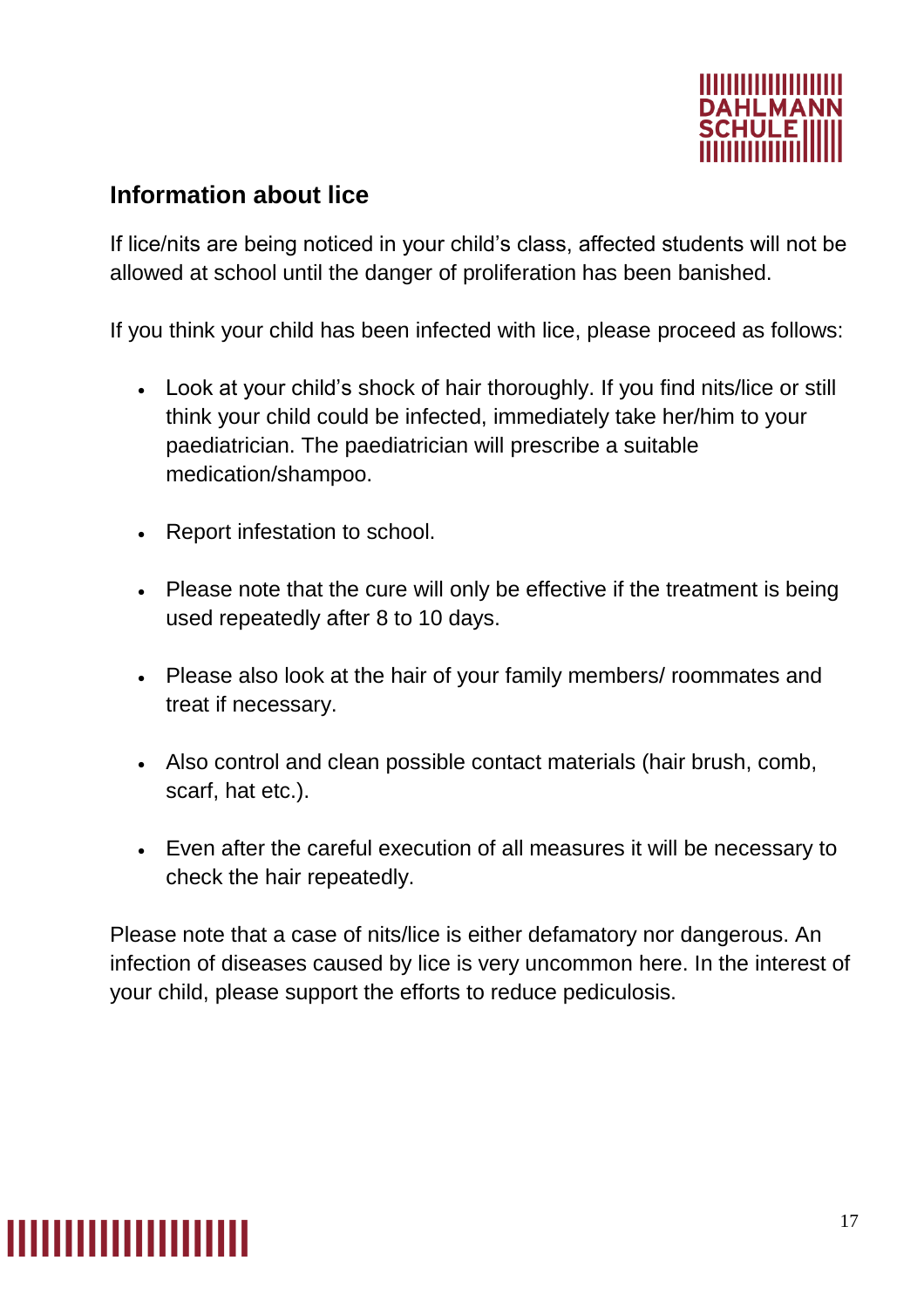## Information about lice

If lice/nits are being noticed in your child's class, affected students will not be allowed at school until the danger of proliferation has been banished.

If you think your child has been infected with lice, please proceed as follows:

- Look at your child's shock of hair thoroughly. If you find nits/lice or still think your child could be infected, immediately take her/him to your paediatrician. The paediatrician will prescribe a suitable medication/shampoo.
- Report infestation to school.
- Please note that the cure will only be effective if the treatment is being used repeatedly after 8 to 10 days.
- Please also look at the hair of your family members/ roommates and treat if necessary.
- Also control and clean possible contact materials (hair brush, comb, scarf, hat etc.).
- Even after the careful execution of all measures it will be necessary to check the hair repeatedly.

Please note that a case of nits/lice is either defamatory nor dangerous. An infection of diseases caused by lice is very uncommon here. In the interest of your child, please support the efforts to reduce pediculosis.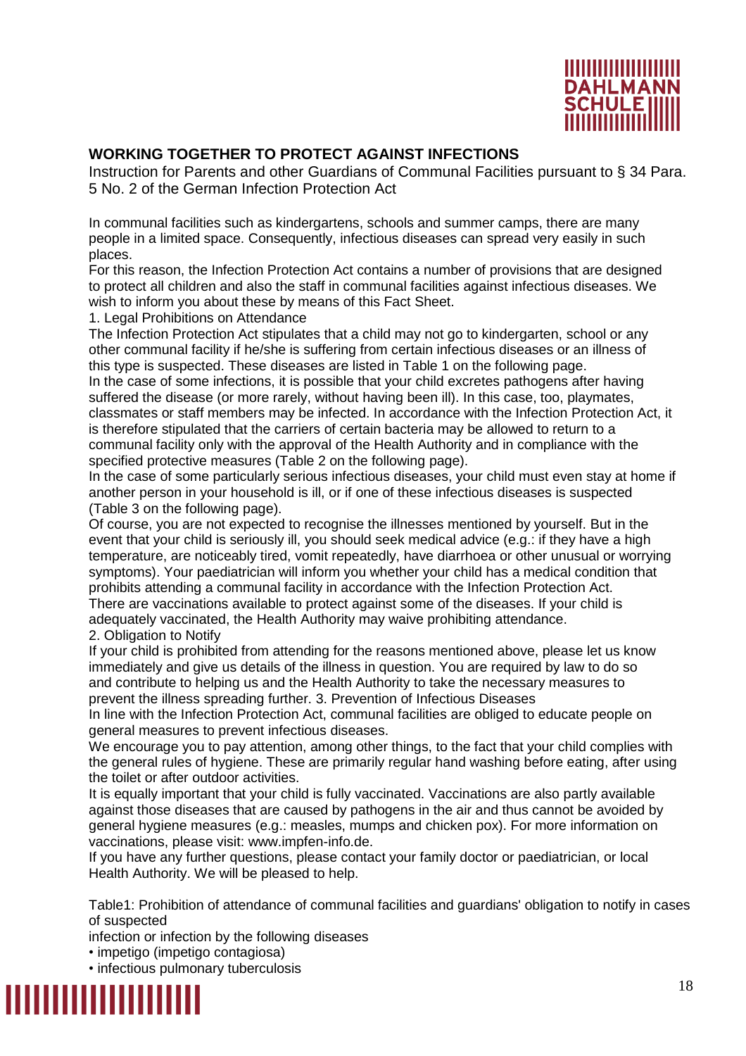## WORKING TOGETHER TO PROTECT AGAINST INFECTIONS

Instruction for Parents and other Guardians of Communal Facilities pursuant to § 34 Para. 5 No. 2 of the German Infection Protection Act

In communal facilities such as kindergartens, schools and summer camps, there are many people in a limited space. Consequently, infectious diseases can spread very easily in such places.

For this reason, the Infection Protection Act contains a number of provisions that are designed to protect all children and also the staff in communal facilities against infectious diseases. We wish to inform you about these by means of this Fact Sheet.

1. Legal Prohibitions on Attendance

The Infection Protection Act stipulates that a child may not go to kindergarten, school or any other communal facility if he/she is suffering from certain infectious diseases or an illness of this type is suspected. These diseases are listed in Table 1 on the following page.

In the case of some infections, it is possible that your child excretes pathogens after having suffered the disease (or more rarely, without having been ill). In this case, too, playmates, classmates or staff members may be infected. In accordance with the Infection Protection Act, it is therefore stipulated that the carriers of certain bacteria may be allowed to return to a communal facility only with the approval of the Health Authority and in compliance with the specified protective measures (Table 2 on the following page).

In the case of some particularly serious infectious diseases, your child must even stay at home if another person in your household is ill, or if one of these infectious diseases is suspected (Table 3 on the following page).

Of course, you are not expected to recognise the illnesses mentioned by yourself. But in the event that your child is seriously ill, you should seek medical advice (e.g.: if they have a high temperature, are noticeably tired, vomit repeatedly, have diarrhoea or other unusual or worrying symptoms). Your paediatrician will inform you whether your child has a medical condition that prohibits attending a communal facility in accordance with the Infection Protection Act.

There are vaccinations available to protect against some of the diseases. If your child is adequately vaccinated, the Health Authority may waive prohibiting attendance.

2. Obligation to Notify

If your child is prohibited from attending for the reasons mentioned above, please let us know immediately and give us details of the illness in question. You are required by law to do so and contribute to helping us and the Health Authority to take the necessary measures to prevent the illness spreading further. 3. Prevention of Infectious Diseases

In line with the Infection Protection Act, communal facilities are obliged to educate people on general measures to prevent infectious diseases.

We encourage you to pay attention, among other things, to the fact that your child complies with the general rules of hygiene. These are primarily regular hand washing before eating, after using the toilet or after outdoor activities.

It is equally important that your child is fully vaccinated. Vaccinations are also partly available against those diseases that are caused by pathogens in the air and thus cannot be avoided by general hygiene measures (e.g.: measles, mumps and chicken pox). For more information on vaccinations, please visit: www.impfen-info.de.

If you have any further questions, please contact your family doctor or paediatrician, or local Health Authority. We will be pleased to help.

Table1: Prohibition of attendance of communal facilities and guardians' obligation to notify in cases of suspected
infection or infection by the following diseases

- impetigo (impetigo contagiosa)
- infectious pulmonary tuberculosis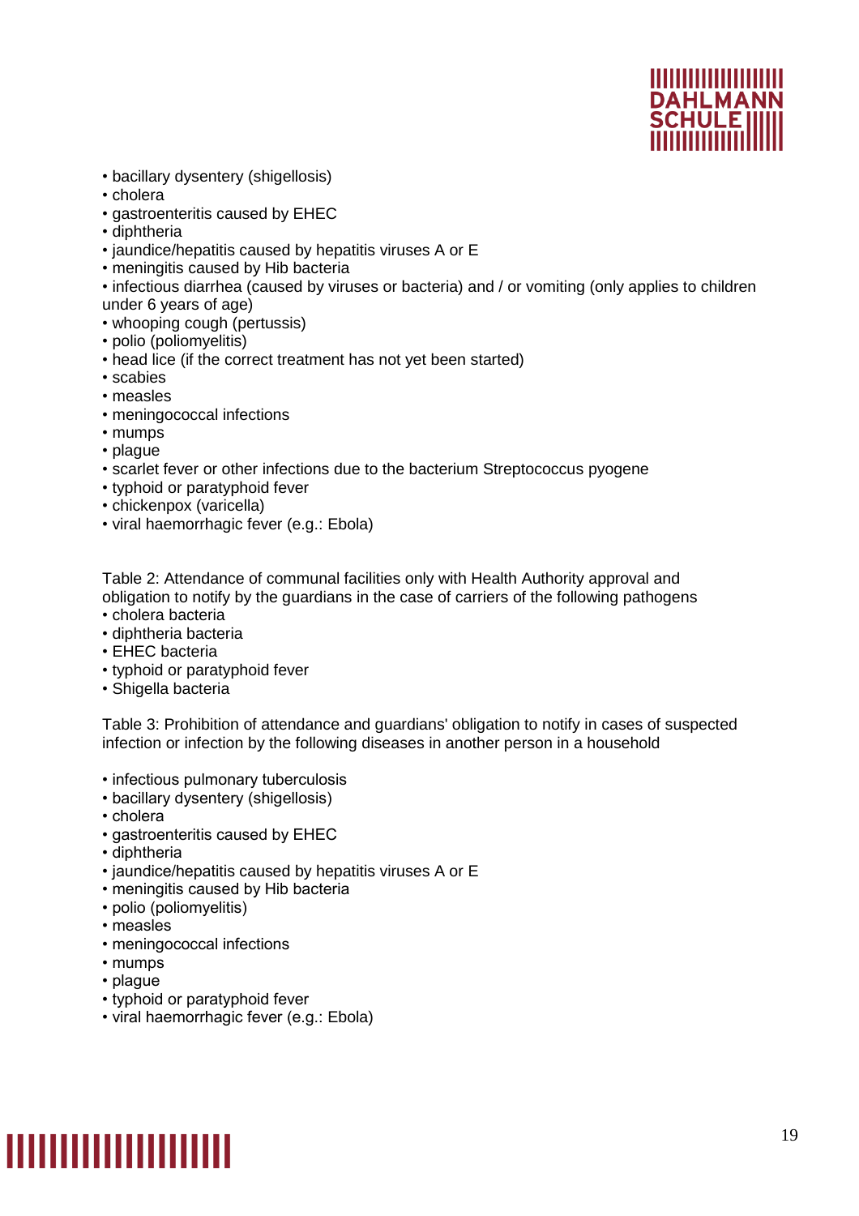- bacillary dysentery (shigellosis)
- cholera
- gastroenteritis caused by EHEC
- diphtheria
- jaundice/hepatitis caused by hepatitis viruses A or E
- meningitis caused by Hib bacteria
- infectious diarrhea (caused by viruses or bacteria) and / or vomiting (only applies to children under 6 years of age)
- whooping cough (pertussis)
- polio (poliomyelitis)
- head lice (if the correct treatment has not yet been started)
- scabies
- measles
- meningococcal infections
- mumps
- plague
- scarlet fever or other infections due to the bacterium Streptococcus pyogene
- typhoid or paratyphoid fever
- chickenpox (varicella)
- viral haemorrhagic fever (e.g.: Ebola)

Table 2: Attendance of communal facilities only with Health Authority approval and obligation to notify by the guardians in the case of carriers of the following pathogens

- cholera bacteria
- diphtheria bacteria
- EHEC bacteria
- typhoid or paratyphoid fever
- Shigella bacteria

Table 3: Prohibition of attendance and guardians' obligation to notify in cases of suspected infection or infection by the following diseases in another person in a household

- infectious pulmonary tuberculosis
- bacillary dysentery (shigellosis)
- cholera
- gastroenteritis caused by EHEC
- diphtheria
- jaundice/hepatitis caused by hepatitis viruses A or E
- meningitis caused by Hib bacteria
- polio (poliomyelitis)
- measles
- meningococcal infections
- mumps
- plague
- typhoid or paratyphoid fever
- viral haemorrhagic fever (e.g.: Ebola)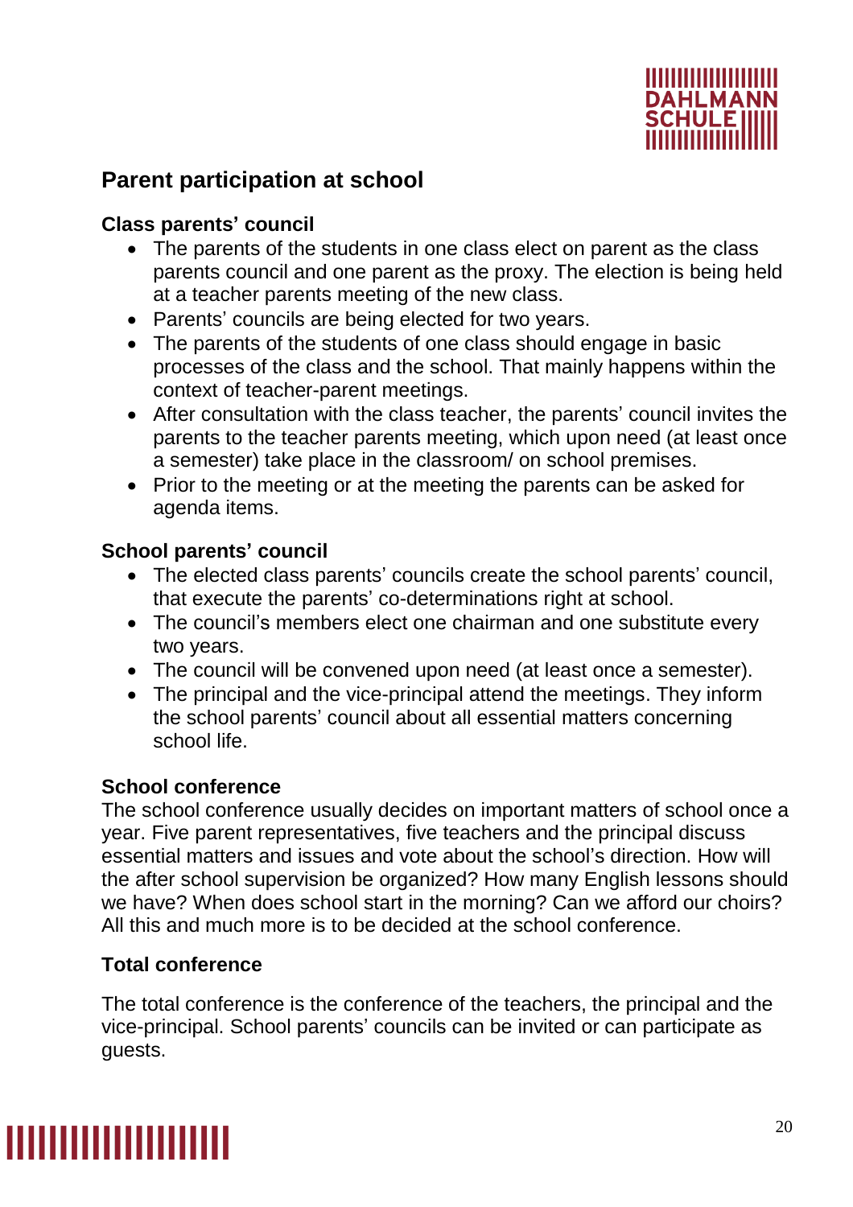## Parent participation at school

### Class parents' council

- The parents of the students in one class elect on parent as the class parents council and one parent as the proxy. The election is being held at a teacher parents meeting of the new class.
- Parents' councils are being elected for two years.
- The parents of the students of one class should engage in basic processes of the class and the school. That mainly happens within the context of teacher-parent meetings.
- After consultation with the class teacher, the parents' council invites the parents to the teacher parents meeting, which upon need (at least once a semester) take place in the classroom/ on school premises.
- Prior to the meeting or at the meeting the parents can be asked for agenda items.

### School parents' council

- The elected class parents' councils create the school parents' council, that execute the parents' co-determinations right at school.
- The council's members elect one chairman and one substitute every two years.
- The council will be convened upon need (at least once a semester).
- The principal and the vice-principal attend the meetings. They inform the school parents' council about all essential matters concerning school life.

### School conference

The school conference usually decides on important matters of school once a year. Five parent representatives, five teachers and the principal discuss essential matters and issues and vote about the school's direction. How will the after school supervision be organized? How many English lessons should we have? When does school start in the morning? Can we afford our choirs? All this and much more is to be decided at the school conference.

### Total conference

The total conference is the conference of the teachers, the principal and the vice-principal. School parents' councils can be invited or can participate as guests.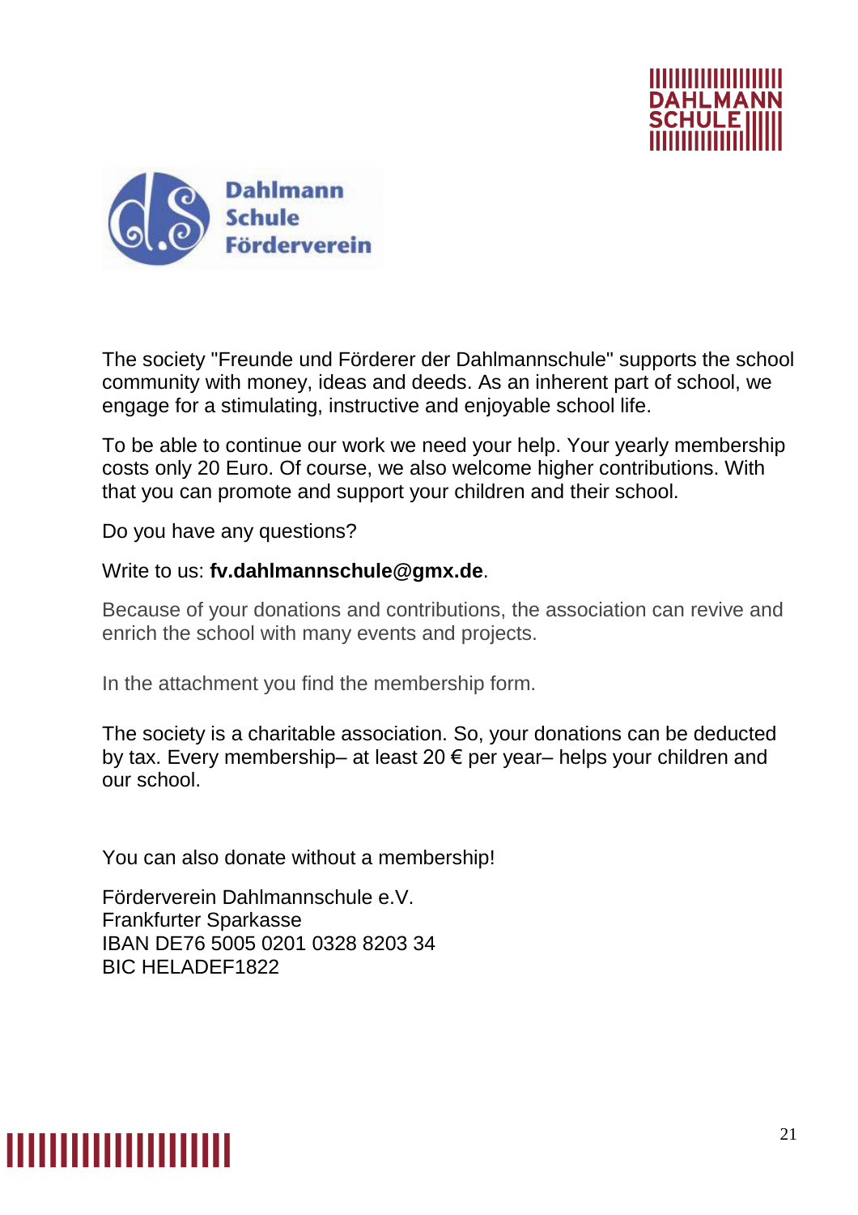The society "Freunde und Förderer der Dahlmannschule" supports the school community with money, ideas and deeds. As an inherent part of school, we engage for a stimulating, instructive and enjoyable school life.

To be able to continue our work we need your help. Your yearly membership costs only 20 Euro. Of course, we also welcome higher contributions. With that you can promote and support your children and their school.

Do you have any questions?

Write to us: **fv.dahlmannschule@gmx.de**.

Because of your donations and contributions, the association can revive and enrich the school with many events and projects.

In the attachment you find the membership form.

The society is a charitable association. So, your donations can be deducted by tax. Every membership– at least 20 € per year– helps your children and our school.

You can also donate without a membership!

Förderverein Dahlmannschule e.V.
Frankfurter Sparkasse
IBAN DE76 5005 0201 0328 8203 34
BIC HELADEF1822